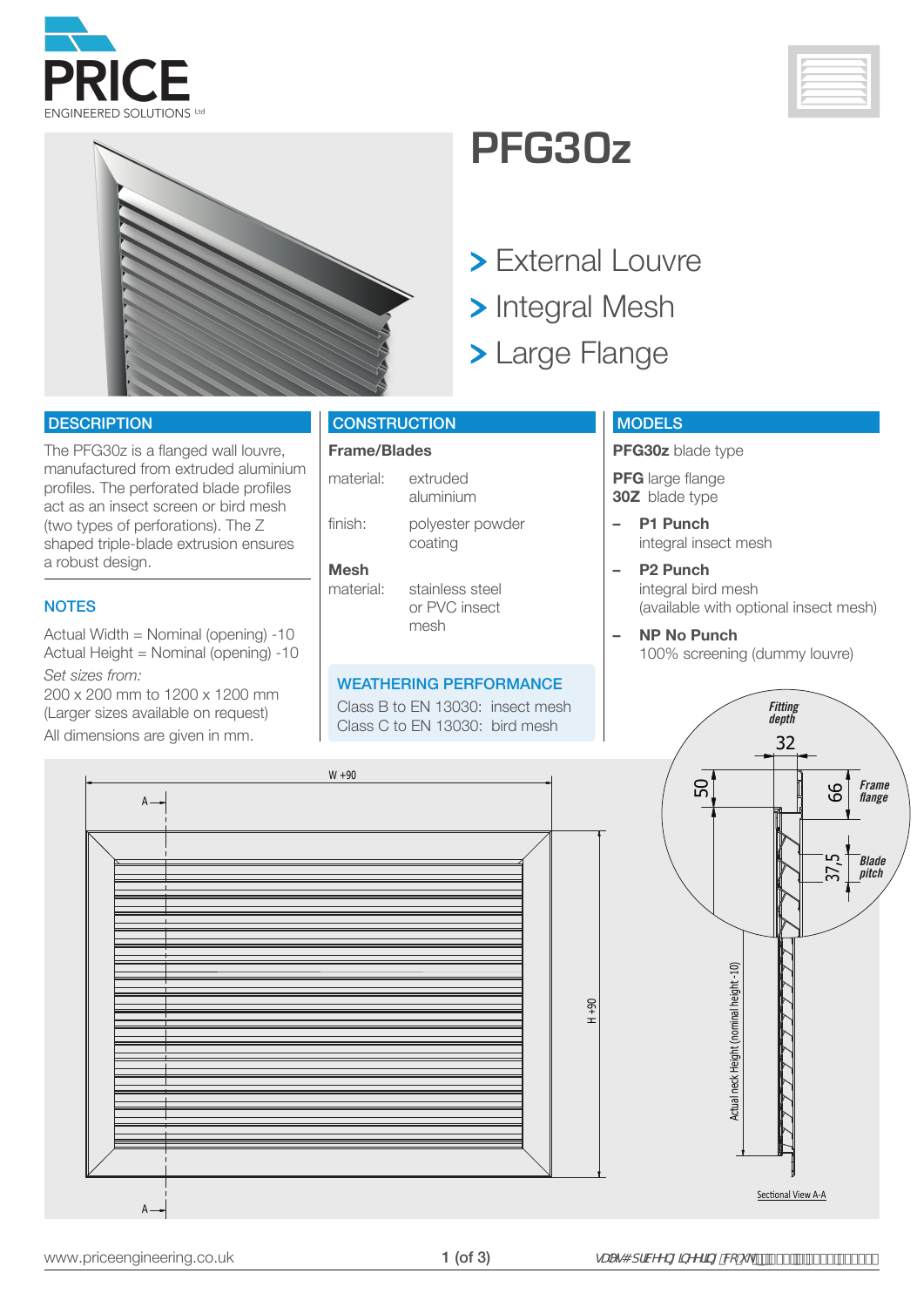PRICE
ENGINEERED SOLUTIONS Ltd

# PFG30z

- External Louvre
- Integral Mesh
- Large Flange

## DESCRIPTION

The PFG30z is a flanged wall louvre, manufactured from extruded aluminium profiles. The perforated blade profiles act as an insect screen or bird mesh (two types of perforations). The Z shaped triple-blade extrusion ensures a robust design.

## NOTES

Actual Width = Nominal (opening) -10
Actual Height = Nominal (opening) -10

*Set sizes from:*
200 x 200 mm to 1200 x 1200 mm
(Larger sizes available on request)

All dimensions are given in mm.

## CONSTRUCTION

**Frame/Blades**

| | |
|---|---|
| material: | extruded aluminium |
| finish: | polyester powder coating |

**Mesh**

| | |
|---|---|
| material: | stainless steel or PVC insect mesh |

## WEATHERING PERFORMANCE

Class B to EN 13030: insect mesh
Class C to EN 13030: bird mesh

## MODELS

**PFG30z** blade type

**PFG** large flange
**30Z** blade type

- **P1 Punch**
  integral insect mesh
- **P2 Punch**
  integral bird mesh
  (available with optional insect mesh)
- **NP No Punch**
  100% screening (dummy louvre)

W +90

H +90

A — A

Fitting depth 32

50

66 Frame flange

37,5 Blade pitch

Actual neck Height (nominal height -10)

Sectional View A-A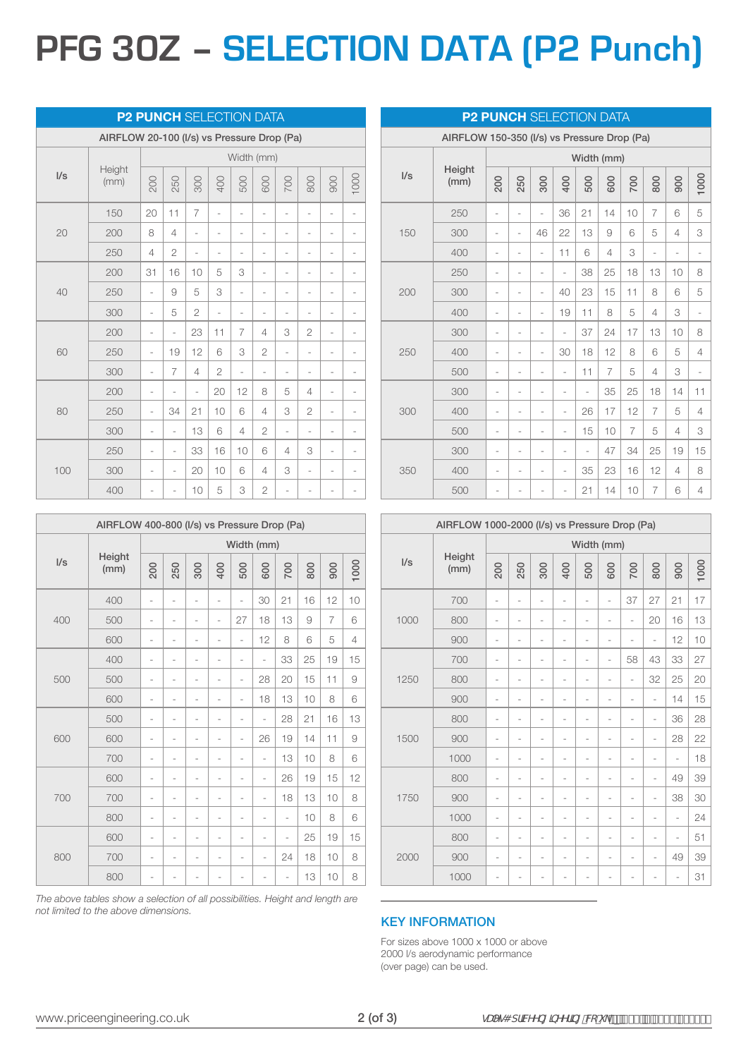# PFG 30Z – SELECTION DATA (P2 Punch)

## P2 PUNCH SELECTION DATA

AIRFLOW 20-100 (l/s) vs Pressure Drop (Pa)

| l/s | Height (mm) | Width (mm) | | | | | | | | | |
|---|---|---|---|---|---|---|---|---|---|---|---|
| | | 200 | 250 | 300 | 400 | 500 | 600 | 700 | 800 | 900 | 1000 |
| 20 | 150 | 20 | 11 | 7 | - | - | - | - | - | - | - |
| | 200 | 8 | 4 | - | - | - | - | - | - | - | - |
| | 250 | 4 | 2 | - | - | - | - | - | - | - | - |
| 40 | 200 | 31 | 16 | 10 | 5 | 3 | - | - | - | - | - |
| | 250 | - | 9 | 5 | 3 | - | - | - | - | - | - |
| | 300 | - | 5 | 2 | - | - | - | - | - | - | - |
| 60 | 200 | - | - | 23 | 11 | 7 | 4 | 3 | 2 | - | - |
| | 250 | - | 19 | 12 | 6 | 3 | 2 | - | - | - | - |
| | 300 | - | 7 | 4 | 2 | - | - | - | - | - | - |
| 80 | 200 | - | - | - | 20 | 12 | 8 | 5 | 4 | - | - |
| | 250 | - | 34 | 21 | 10 | 6 | 4 | 3 | 2 | - | - |
| | 300 | - | - | 13 | 6 | 4 | 2 | - | - | - | - |
| 100 | 250 | - | - | 33 | 16 | 10 | 6 | 4 | 3 | - | - |
| | 300 | - | - | 20 | 10 | 6 | 4 | 3 | - | - | - |
| | 400 | - | - | 10 | 5 | 3 | 2 | - | - | - | - |

## P2 PUNCH SELECTION DATA

AIRFLOW 150-350 (l/s) vs Pressure Drop (Pa)

| l/s | Height (mm) | Width (mm) | | | | | | | | | |
|---|---|---|---|---|---|---|---|---|---|---|---|
| | | 200 | 250 | 300 | 400 | 500 | 600 | 700 | 800 | 900 | 1000 |
| 150 | 250 | - | - | - | 36 | 21 | 14 | 10 | 7 | 6 | 5 |
| | 300 | - | - | 46 | 22 | 13 | 9 | 6 | 5 | 4 | 3 |
| | 400 | - | - | - | 11 | 6 | 4 | 3 | - | - | - |
| 200 | 250 | - | - | - | - | 38 | 25 | 18 | 13 | 10 | 8 |
| | 300 | - | - | - | 40 | 23 | 15 | 11 | 8 | 6 | 5 |
| | 400 | - | - | - | 19 | 11 | 8 | 5 | 4 | 3 | - |
| 250 | 300 | - | - | - | - | 37 | 24 | 17 | 13 | 10 | 8 |
| | 400 | - | - | - | 30 | 18 | 12 | 8 | 6 | 5 | 4 |
| | 500 | - | - | - | - | 11 | 7 | 5 | 4 | 3 | - |
| 300 | 300 | - | - | - | - | - | 35 | 25 | 18 | 14 | 11 |
| | 400 | - | - | - | - | 26 | 17 | 12 | 7 | 5 | 4 |
| | 500 | - | - | - | - | 15 | 10 | 7 | 5 | 4 | 3 |
| 350 | 300 | - | - | - | - | - | 47 | 34 | 25 | 19 | 15 |
| | 400 | - | - | - | - | 35 | 23 | 16 | 12 | 4 | 8 |
| | 500 | - | - | - | - | 21 | 14 | 10 | 7 | 6 | 4 |

AIRFLOW 400-800 (l/s) vs Pressure Drop (Pa)

| l/s | Height (mm) | Width (mm) | | | | | | | | | |
|---|---|---|---|---|---|---|---|---|---|---|---|
| | | 200 | 250 | 300 | 400 | 500 | 600 | 700 | 800 | 900 | 1000 |
| 400 | 400 | - | - | - | - | - | 30 | 21 | 16 | 12 | 10 |
| | 500 | - | - | - | - | 27 | 18 | 13 | 9 | 7 | 6 |
| | 600 | - | - | - | - | - | 12 | 8 | 6 | 5 | 4 |
| 500 | 400 | - | - | - | - | - | - | 33 | 25 | 19 | 15 |
| | 500 | - | - | - | - | - | 28 | 20 | 15 | 11 | 9 |
| | 600 | - | - | - | - | - | 18 | 13 | 10 | 8 | 6 |
| 600 | 500 | - | - | - | - | - | - | 28 | 21 | 16 | 13 |
| | 600 | - | - | - | - | - | 26 | 19 | 14 | 11 | 9 |
| | 700 | - | - | - | - | - | - | 13 | 10 | 8 | 6 |
| 700 | 600 | - | - | - | - | - | - | 26 | 19 | 15 | 12 |
| | 700 | - | - | - | - | - | - | 18 | 13 | 10 | 8 |
| | 800 | - | - | - | - | - | - | - | 10 | 8 | 6 |
| 800 | 600 | - | - | - | - | - | - | - | 25 | 19 | 15 |
| | 700 | - | - | - | - | - | - | 24 | 18 | 10 | 8 |
| | 800 | - | - | - | - | - | - | - | 13 | 10 | 8 |

*The above tables show a selection of all possibilities. Height and length are not limited to the above dimensions.*

AIRFLOW 1000-2000 (l/s) vs Pressure Drop (Pa)

| l/s | Height (mm) | Width (mm) | | | | | | | | | |
|---|---|---|---|---|---|---|---|---|---|---|---|
| | | 200 | 250 | 300 | 400 | 500 | 600 | 700 | 800 | 900 | 1000 |
| 1000 | 700 | - | - | - | - | - | - | 37 | 27 | 21 | 17 |
| | 800 | - | - | - | - | - | - | - | 20 | 16 | 13 |
| | 900 | - | - | - | - | - | - | - | - | 12 | 10 |
| 1250 | 700 | - | - | - | - | - | - | 58 | 43 | 33 | 27 |
| | 800 | - | - | - | - | - | - | - | 32 | 25 | 20 |
| | 900 | - | - | - | - | - | - | - | - | 14 | 15 |
| 1500 | 800 | - | - | - | - | - | - | - | - | 36 | 28 |
| | 900 | - | - | - | - | - | - | - | - | 28 | 22 |
| | 1000 | - | - | - | - | - | - | - | - | - | 18 |
| 1750 | 800 | - | - | - | - | - | - | - | - | 49 | 39 |
| | 900 | - | - | - | - | - | - | - | - | 38 | 30 |
| | 1000 | - | - | - | - | - | - | - | - | - | 24 |
| 2000 | 800 | - | - | - | - | - | - | - | - | - | 51 |
| | 900 | - | - | - | - | - | - | - | - | 49 | 39 |
| | 1000 | - | - | - | - | - | - | - | - | - | 31 |

### KEY INFORMATION

For sizes above 1000 x 1000 or above 2000 l/s aerodynamic performance (over page) can be used.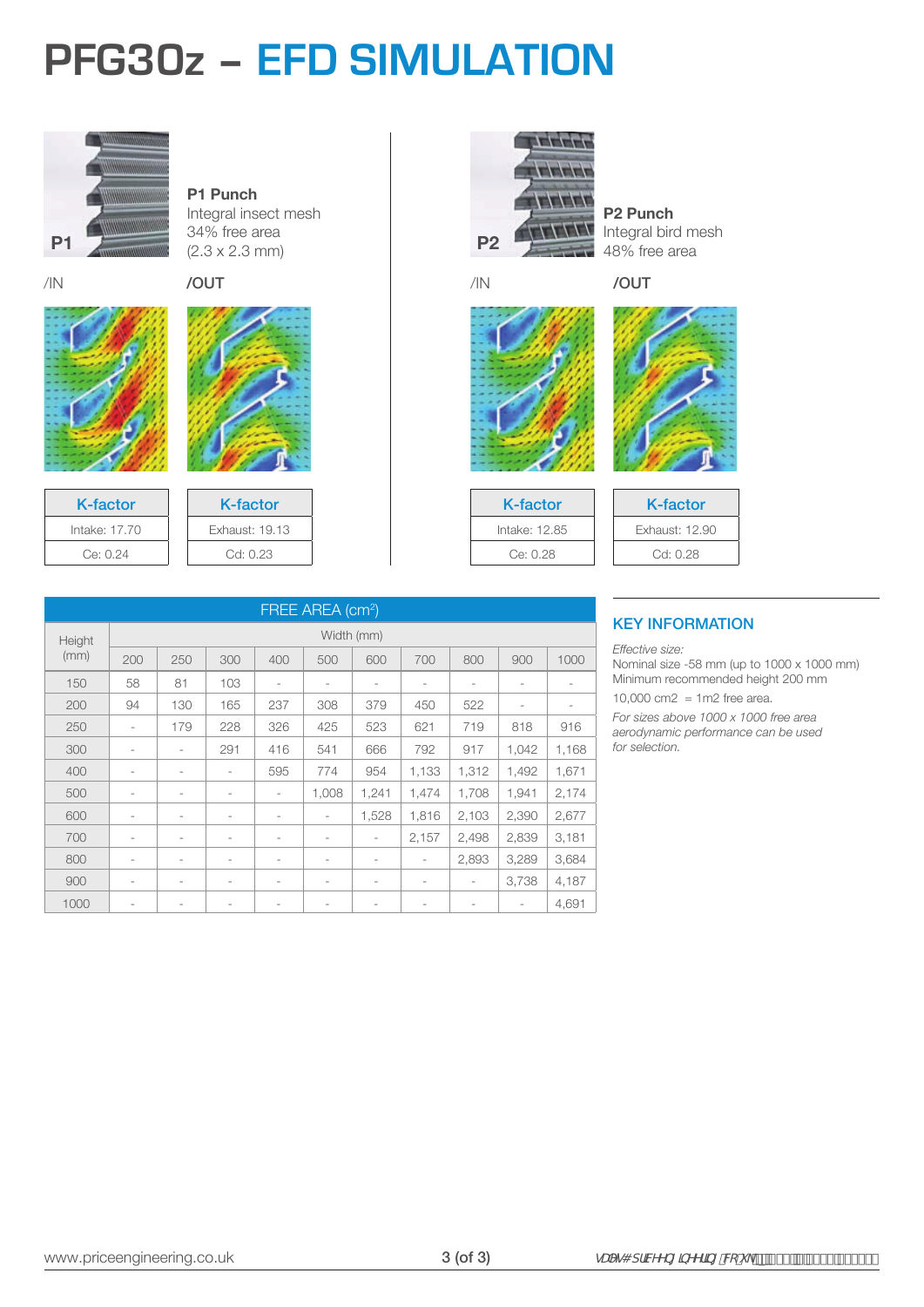# PFG30z – EFD SIMULATION

P1

**P1 Punch**
Integral insect mesh
34% free area
(2.3 x 2.3 mm)

/IN

/OUT

| K-factor |
|---|
| Intake: 17.70 |
| Ce: 0.24 |

| K-factor |
|---|
| Exhaust: 19.13 |
| Cd: 0.23 |

P2

**P2 Punch**
Integral bird mesh
48% free area

/IN

/OUT

| K-factor |
|---|
| Intake: 12.85 |
| Ce: 0.28 |

| K-factor |
|---|
| Exhaust: 12.90 |
| Cd: 0.28 |

**FREE AREA (cm²)**

| Height (mm) | Width (mm) | | | | | | | | | |
|---|---|---|---|---|---|---|---|---|---|---|
| | 200 | 250 | 300 | 400 | 500 | 600 | 700 | 800 | 900 | 1000 |
| 150 | 58 | 81 | 103 | - | - | - | - | - | - | - |
| 200 | 94 | 130 | 165 | 237 | 308 | 379 | 450 | 522 | - | - |
| 250 | - | 179 | 228 | 326 | 425 | 523 | 621 | 719 | 818 | 916 |
| 300 | - | - | 291 | 416 | 541 | 666 | 792 | 917 | 1,042 | 1,168 |
| 400 | - | - | - | 595 | 774 | 954 | 1,133 | 1,312 | 1,492 | 1,671 |
| 500 | - | - | - | - | 1,008 | 1,241 | 1,474 | 1,708 | 1,941 | 2,174 |
| 600 | - | - | - | - | - | 1,528 | 1,816 | 2,103 | 2,390 | 2,677 |
| 700 | - | - | - | - | - | - | 2,157 | 2,498 | 2,839 | 3,181 |
| 800 | - | - | - | - | - | - | - | 2,893 | 3,289 | 3,684 |
| 900 | - | - | - | - | - | - | - | - | 3,738 | 4,187 |
| 1000 | - | - | - | - | - | - | - | - | - | 4,691 |

## KEY INFORMATION

*Effective size:*
Nominal size -58 mm (up to 1000 x 1000 mm)
Minimum recommended height 200 mm

10,000 cm2 = 1m2 free area.

*For sizes above 1000 x 1000 free area aerodynamic performance can be used for selection.*

www.priceengineering.co.uk